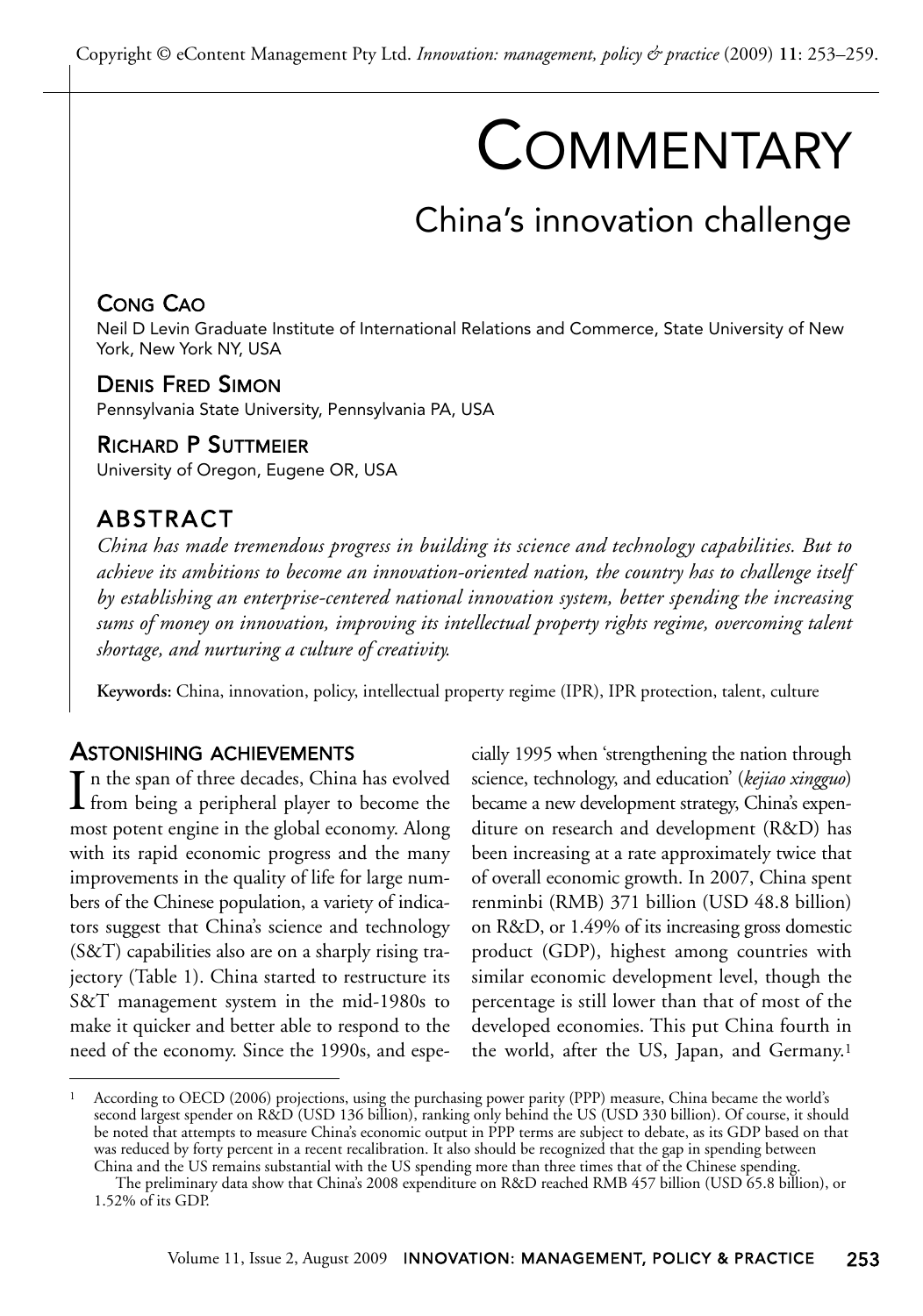# Commentary

## China's innovation challenge

**Cong Cao**
Neil D Levin Graduate Institute of International Relations and Commerce, State University of New York, New York NY, USA

**Denis Fred Simon**
Pennsylvania State University, Pennsylvania PA, USA

**Richard P Suttmeier**
University of Oregon, Eugene OR, USA

### ABSTRACT

*China has made tremendous progress in building its science and technology capabilities. But to achieve its ambitions to become an innovation-oriented nation, the country has to challenge itself by establishing an enterprise-centered national innovation system, better spending the increasing sums of money on innovation, improving its intellectual property rights regime, overcoming talent shortage, and nurturing a culture of creativity.*

**Keywords:** China, innovation, policy, intellectual property regime (IPR), IPR protection, talent, culture

### Astonishing achievements

In the span of three decades, China has evolved from being a peripheral player to become the most potent engine in the global economy. Along with its rapid economic progress and the many improvements in the quality of life for large numbers of the Chinese population, a variety of indicators suggest that China's science and technology (S&T) capabilities also are on a sharply rising trajectory (Table 1). China started to restructure its S&T management system in the mid-1980s to make it quicker and better able to respond to the need of the economy. Since the 1990s, and especially 1995 when 'strengthening the nation through science, technology, and education' (*kejiao xingguo*) became a new development strategy, China's expenditure on research and development (R&D) has been increasing at a rate approximately twice that of overall economic growth. In 2007, China spent renminbi (RMB) 371 billion (USD 48.8 billion) on R&D, or 1.49% of its increasing gross domestic product (GDP), highest among countries with similar economic development level, though the percentage is still lower than that of most of the developed economies. This put China fourth in the world, after the US, Japan, and Germany.[1]

---

[1] According to OECD (2006) projections, using the purchasing power parity (PPP) measure, China became the world's second largest spender on R&D (USD 136 billion), ranking only behind the US (USD 330 billion). Of course, it should be noted that attempts to measure China's economic output in PPP terms are subject to debate, as its GDP based on that was reduced by forty percent in a recent recalibration. It also should be recognized that the gap in spending between China and the US remains substantial with the US spending more than three times that of the Chinese spending.

The preliminary data show that China's 2008 expenditure on R&D reached RMB 457 billion (USD 65.8 billion), or 1.52% of its GDP.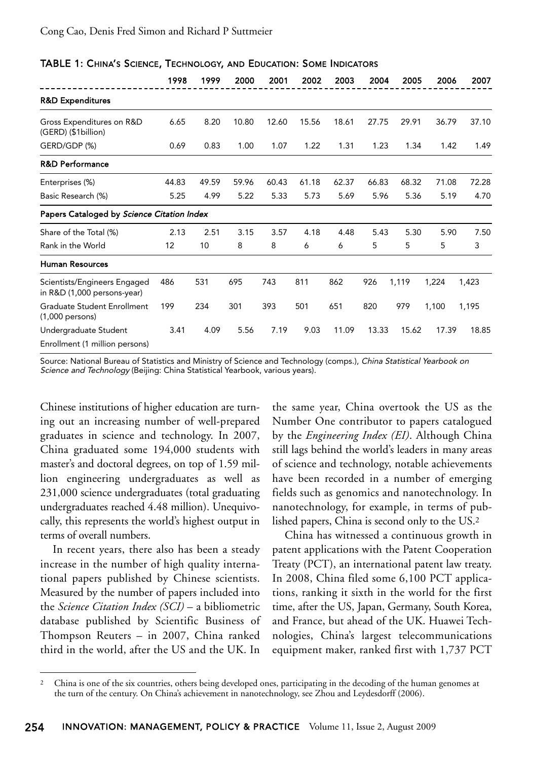TABLE 1: CHINA'S SCIENCE, TECHNOLOGY, AND EDUCATION: SOME INDICATORS

| | 1998 | 1999 | 2000 | 2001 | 2002 | 2003 | 2004 | 2005 | 2006 | 2007 |
|---|---|---|---|---|---|---|---|---|---|---|
| **R&D Expenditures** | | | | | | | | | | |
| Gross Expenditures on R&D (GERD) ($1billion) | 6.65 | 8.20 | 10.80 | 12.60 | 15.56 | 18.61 | 27.75 | 29.91 | 36.79 | 37.10 |
| GERD/GDP (%) | 0.69 | 0.83 | 1.00 | 1.07 | 1.22 | 1.31 | 1.23 | 1.34 | 1.42 | 1.49 |
| **R&D Performance** | | | | | | | | | | |
| Enterprises (%) | 44.83 | 49.59 | 59.96 | 60.43 | 61.18 | 62.37 | 66.83 | 68.32 | 71.08 | 72.28 |
| Basic Research (%) | 5.25 | 4.99 | 5.22 | 5.33 | 5.73 | 5.69 | 5.96 | 5.36 | 5.19 | 4.70 |
| **Papers Cataloged by *Science Citation Index*** | | | | | | | | | | |
| Share of the Total (%) | 2.13 | 2.51 | 3.15 | 3.57 | 4.18 | 4.48 | 5.43 | 5.30 | 5.90 | 7.50 |
| Rank in the World | 12 | 10 | 8 | 8 | 6 | 6 | 5 | 5 | 5 | 3 |
| **Human Resources** | | | | | | | | | | |
| Scientists/Engineers Engaged in R&D (1,000 persons-year) | 486 | 531 | 695 | 743 | 811 | 862 | 926 | 1,119 | 1,224 | 1,423 |
| Graduate Student Enrollment (1,000 persons) | 199 | 234 | 301 | 393 | 501 | 651 | 820 | 979 | 1,100 | 1,195 |
| Undergraduate Student Enrollment (1 million persons) | 3.41 | 4.09 | 5.56 | 7.19 | 9.03 | 11.09 | 13.33 | 15.62 | 17.39 | 18.85 |

Source: National Bureau of Statistics and Ministry of Science and Technology (comps.), *China Statistical Yearbook on Science and Technology* (Beijing: China Statistical Yearbook, various years).

Chinese institutions of higher education are turning out an increasing number of well-prepared graduates in science and technology. In 2007, China graduated some 194,000 students with master's and doctoral degrees, on top of 1.59 million engineering undergraduates as well as 231,000 science undergraduates (total graduating undergraduates reached 4.48 million). Unequivocally, this represents the world's highest output in terms of overall numbers.

In recent years, there also has been a steady increase in the number of high quality international papers published by Chinese scientists. Measured by the number of papers included into the *Science Citation Index (SCI)* – a bibliometric database published by Scientific Business of Thompson Reuters – in 2007, China ranked third in the world, after the US and the UK. In the same year, China overtook the US as the Number One contributor to papers catalogued by the *Engineering Index (EI)*. Although China still lags behind the world's leaders in many areas of science and technology, notable achievements have been recorded in a number of emerging fields such as genomics and nanotechnology. In nanotechnology, for example, in terms of published papers, China is second only to the US.[2]

China has witnessed a continuous growth in patent applications with the Patent Cooperation Treaty (PCT), an international patent law treaty. In 2008, China filed some 6,100 PCT applications, ranking it sixth in the world for the first time, after the US, Japan, Germany, South Korea, and France, but ahead of the UK. Huawei Technologies, China's largest telecommunications equipment maker, ranked first with 1,737 PCT

[2] China is one of the six countries, others being developed ones, participating in the decoding of the human genomes at the turn of the century. On China's achievement in nanotechnology, see Zhou and Leydesdorff (2006).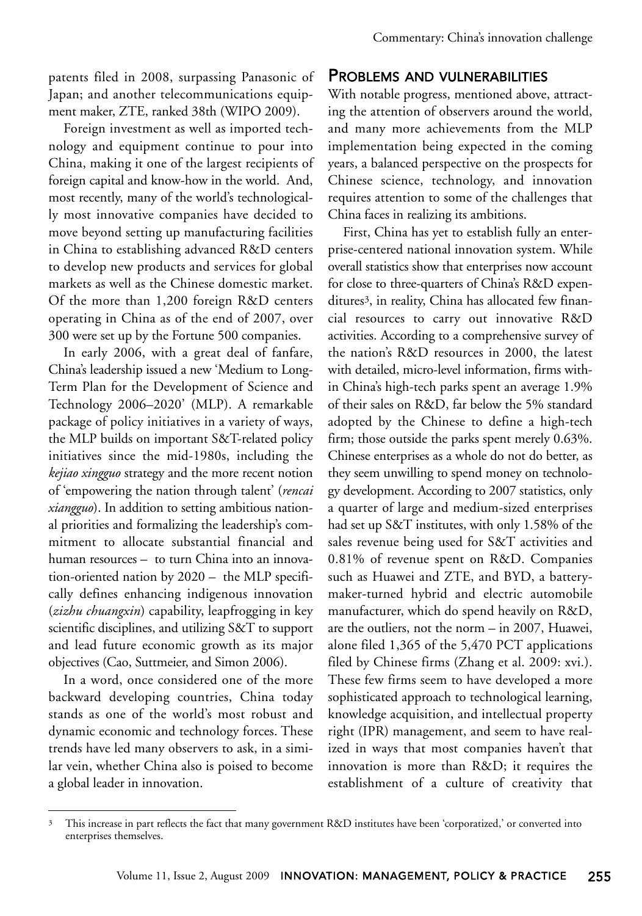patents filed in 2008, surpassing Panasonic of Japan; and another telecommunications equipment maker, ZTE, ranked 38th (WIPO 2009).

Foreign investment as well as imported technology and equipment continue to pour into China, making it one of the largest recipients of foreign capital and know-how in the world. And, most recently, many of the world's technologically most innovative companies have decided to move beyond setting up manufacturing facilities in China to establishing advanced R&D centers to develop new products and services for global markets as well as the Chinese domestic market. Of the more than 1,200 foreign R&D centers operating in China as of the end of 2007, over 300 were set up by the Fortune 500 companies.

In early 2006, with a great deal of fanfare, China's leadership issued a new 'Medium to Long-Term Plan for the Development of Science and Technology 2006–2020' (MLP). A remarkable package of policy initiatives in a variety of ways, the MLP builds on important S&T-related policy initiatives since the mid-1980s, including the *kejiao xingguo* strategy and the more recent notion of 'empowering the nation through talent' (*rencai xiangguo*). In addition to setting ambitious national priorities and formalizing the leadership's commitment to allocate substantial financial and human resources – to turn China into an innovation-oriented nation by 2020 – the MLP specifically defines enhancing indigenous innovation (*zizhu chuangxin*) capability, leapfrogging in key scientific disciplines, and utilizing S&T to support and lead future economic growth as its major objectives (Cao, Suttmeier, and Simon 2006).

In a word, once considered one of the more backward developing countries, China today stands as one of the world's most robust and dynamic economic and technology forces. These trends have led many observers to ask, in a similar vein, whether China also is poised to become a global leader in innovation.

## Problems and vulnerabilities

With notable progress, mentioned above, attracting the attention of observers around the world, and many more achievements from the MLP implementation being expected in the coming years, a balanced perspective on the prospects for Chinese science, technology, and innovation requires attention to some of the challenges that China faces in realizing its ambitions.

First, China has yet to establish fully an enterprise-centered national innovation system. While overall statistics show that enterprises now account for close to three-quarters of China's R&D expenditures[3], in reality, China has allocated few financial resources to carry out innovative R&D activities. According to a comprehensive survey of the nation's R&D resources in 2000, the latest with detailed, micro-level information, firms within China's high-tech parks spent an average 1.9% of their sales on R&D, far below the 5% standard adopted by the Chinese to define a high-tech firm; those outside the parks spent merely 0.63%. Chinese enterprises as a whole do not do better, as they seem unwilling to spend money on technology development. According to 2007 statistics, only a quarter of large and medium-sized enterprises had set up S&T institutes, with only 1.58% of the sales revenue being used for S&T activities and 0.81% of revenue spent on R&D. Companies such as Huawei and ZTE, and BYD, a battery-maker-turned hybrid and electric automobile manufacturer, which do spend heavily on R&D, are the outliers, not the norm – in 2007, Huawei, alone filed 1,365 of the 5,470 PCT applications filed by Chinese firms (Zhang et al. 2009: xvi.). These few firms seem to have developed a more sophisticated approach to technological learning, knowledge acquisition, and intellectual property right (IPR) management, and seem to have realized in ways that most companies haven't that innovation is more than R&D; it requires the establishment of a culture of creativity that

---

[3] This increase in part reflects the fact that many government R&D institutes have been 'corporatized,' or converted into enterprises themselves.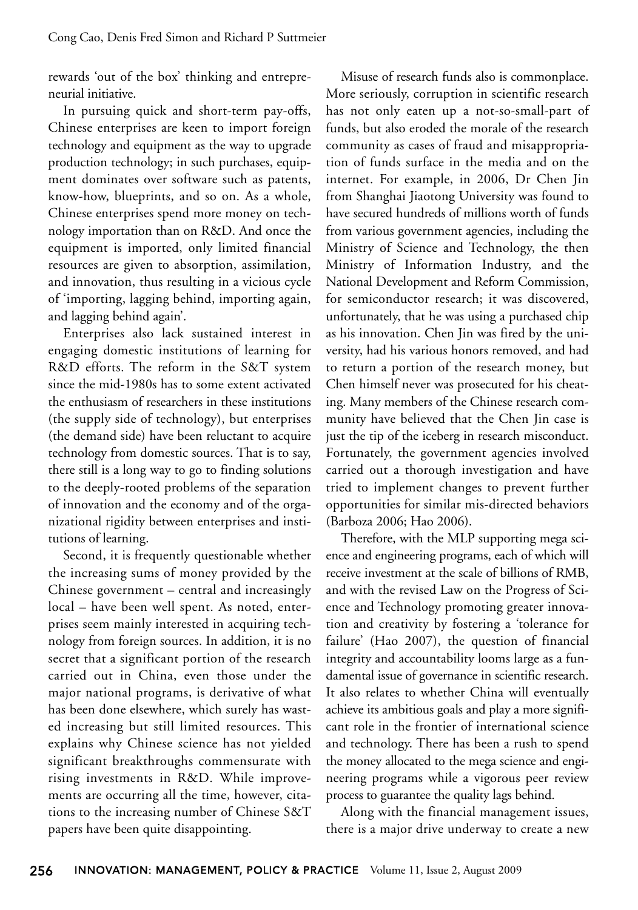rewards 'out of the box' thinking and entrepreneurial initiative.

In pursuing quick and short-term pay-offs, Chinese enterprises are keen to import foreign technology and equipment as the way to upgrade production technology; in such purchases, equipment dominates over software such as patents, know-how, blueprints, and so on. As a whole, Chinese enterprises spend more money on technology importation than on R&D. And once the equipment is imported, only limited financial resources are given to absorption, assimilation, and innovation, thus resulting in a vicious cycle of 'importing, lagging behind, importing again, and lagging behind again'.

Enterprises also lack sustained interest in engaging domestic institutions of learning for R&D efforts. The reform in the S&T system since the mid-1980s has to some extent activated the enthusiasm of researchers in these institutions (the supply side of technology), but enterprises (the demand side) have been reluctant to acquire technology from domestic sources. That is to say, there still is a long way to go to finding solutions to the deeply-rooted problems of the separation of innovation and the economy and of the organizational rigidity between enterprises and institutions of learning.

Second, it is frequently questionable whether the increasing sums of money provided by the Chinese government – central and increasingly local – have been well spent. As noted, enterprises seem mainly interested in acquiring technology from foreign sources. In addition, it is no secret that a significant portion of the research carried out in China, even those under the major national programs, is derivative of what has been done elsewhere, which surely has wasted increasing but still limited resources. This explains why Chinese science has not yielded significant breakthroughs commensurate with rising investments in R&D. While improvements are occurring all the time, however, citations to the increasing number of Chinese S&T papers have been quite disappointing.

Misuse of research funds also is commonplace. More seriously, corruption in scientific research has not only eaten up a not-so-small-part of funds, but also eroded the morale of the research community as cases of fraud and misappropriation of funds surface in the media and on the internet. For example, in 2006, Dr Chen Jin from Shanghai Jiaotong University was found to have secured hundreds of millions worth of funds from various government agencies, including the Ministry of Science and Technology, the then Ministry of Information Industry, and the National Development and Reform Commission, for semiconductor research; it was discovered, unfortunately, that he was using a purchased chip as his innovation. Chen Jin was fired by the university, had his various honors removed, and had to return a portion of the research money, but Chen himself never was prosecuted for his cheating. Many members of the Chinese research community have believed that the Chen Jin case is just the tip of the iceberg in research misconduct. Fortunately, the government agencies involved carried out a thorough investigation and have tried to implement changes to prevent further opportunities for similar mis-directed behaviors (Barboza 2006; Hao 2006).

Therefore, with the MLP supporting mega science and engineering programs, each of which will receive investment at the scale of billions of RMB, and with the revised Law on the Progress of Science and Technology promoting greater innovation and creativity by fostering a 'tolerance for failure' (Hao 2007), the question of financial integrity and accountability looms large as a fundamental issue of governance in scientific research. It also relates to whether China will eventually achieve its ambitious goals and play a more significant role in the frontier of international science and technology. There has been a rush to spend the money allocated to the mega science and engineering programs while a vigorous peer review process to guarantee the quality lags behind.

Along with the financial management issues, there is a major drive underway to create a new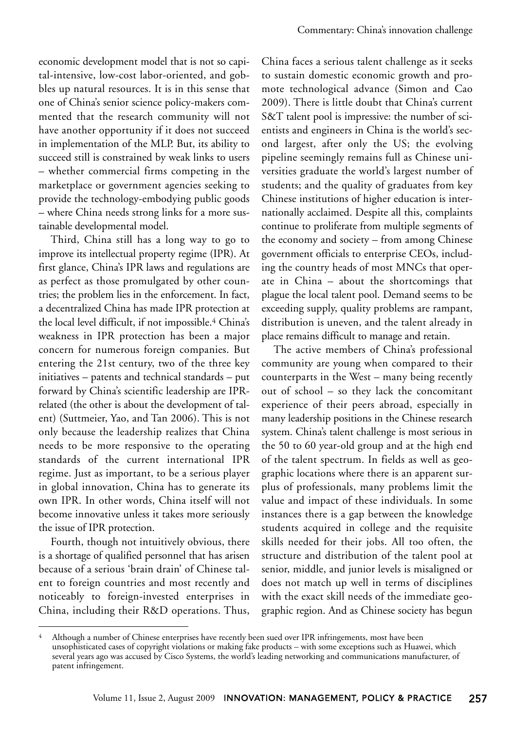economic development model that is not so capital-intensive, low-cost labor-oriented, and gobbles up natural resources. It is in this sense that one of China's senior science policy-makers commented that the research community will not have another opportunity if it does not succeed in implementation of the MLP. But, its ability to succeed still is constrained by weak links to users – whether commercial firms competing in the marketplace or government agencies seeking to provide the technology-embodying public goods – where China needs strong links for a more sustainable developmental model.

Third, China still has a long way to go to improve its intellectual property regime (IPR). At first glance, China's IPR laws and regulations are as perfect as those promulgated by other countries; the problem lies in the enforcement. In fact, a decentralized China has made IPR protection at the local level difficult, if not impossible.[4] China's weakness in IPR protection has been a major concern for numerous foreign companies. But entering the 21st century, two of the three key initiatives – patents and technical standards – put forward by China's scientific leadership are IPR-related (the other is about the development of talent) (Suttmeier, Yao, and Tan 2006). This is not only because the leadership realizes that China needs to be more responsive to the operating standards of the current international IPR regime. Just as important, to be a serious player in global innovation, China has to generate its own IPR. In other words, China itself will not become innovative unless it takes more seriously the issue of IPR protection.

Fourth, though not intuitively obvious, there is a shortage of qualified personnel that has arisen because of a serious 'brain drain' of Chinese talent to foreign countries and most recently and noticeably to foreign-invested enterprises in China, including their R&D operations. Thus, China faces a serious talent challenge as it seeks to sustain domestic economic growth and promote technological advance (Simon and Cao 2009). There is little doubt that China's current S&T talent pool is impressive: the number of scientists and engineers in China is the world's second largest, after only the US; the evolving pipeline seemingly remains full as Chinese universities graduate the world's largest number of students; and the quality of graduates from key Chinese institutions of higher education is internationally acclaimed. Despite all this, complaints continue to proliferate from multiple segments of the economy and society – from among Chinese government officials to enterprise CEOs, including the country heads of most MNCs that operate in China – about the shortcomings that plague the local talent pool. Demand seems to be exceeding supply, quality problems are rampant, distribution is uneven, and the talent already in place remains difficult to manage and retain.

The active members of China's professional community are young when compared to their counterparts in the West – many being recently out of school – so they lack the concomitant experience of their peers abroad, especially in many leadership positions in the Chinese research system. China's talent challenge is most serious in the 50 to 60 year-old group and at the high end of the talent spectrum. In fields as well as geographic locations where there is an apparent surplus of professionals, many problems limit the value and impact of these individuals. In some instances there is a gap between the knowledge students acquired in college and the requisite skills needed for their jobs. All too often, the structure and distribution of the talent pool at senior, middle, and junior levels is misaligned or does not match up well in terms of disciplines with the exact skill needs of the immediate geographic region. And as Chinese society has begun

[4] Although a number of Chinese enterprises have recently been sued over IPR infringements, most have been unsophisticated cases of copyright violations or making fake products – with some exceptions such as Huawei, which several years ago was accused by Cisco Systems, the world's leading networking and communications manufacturer, of patent infringement.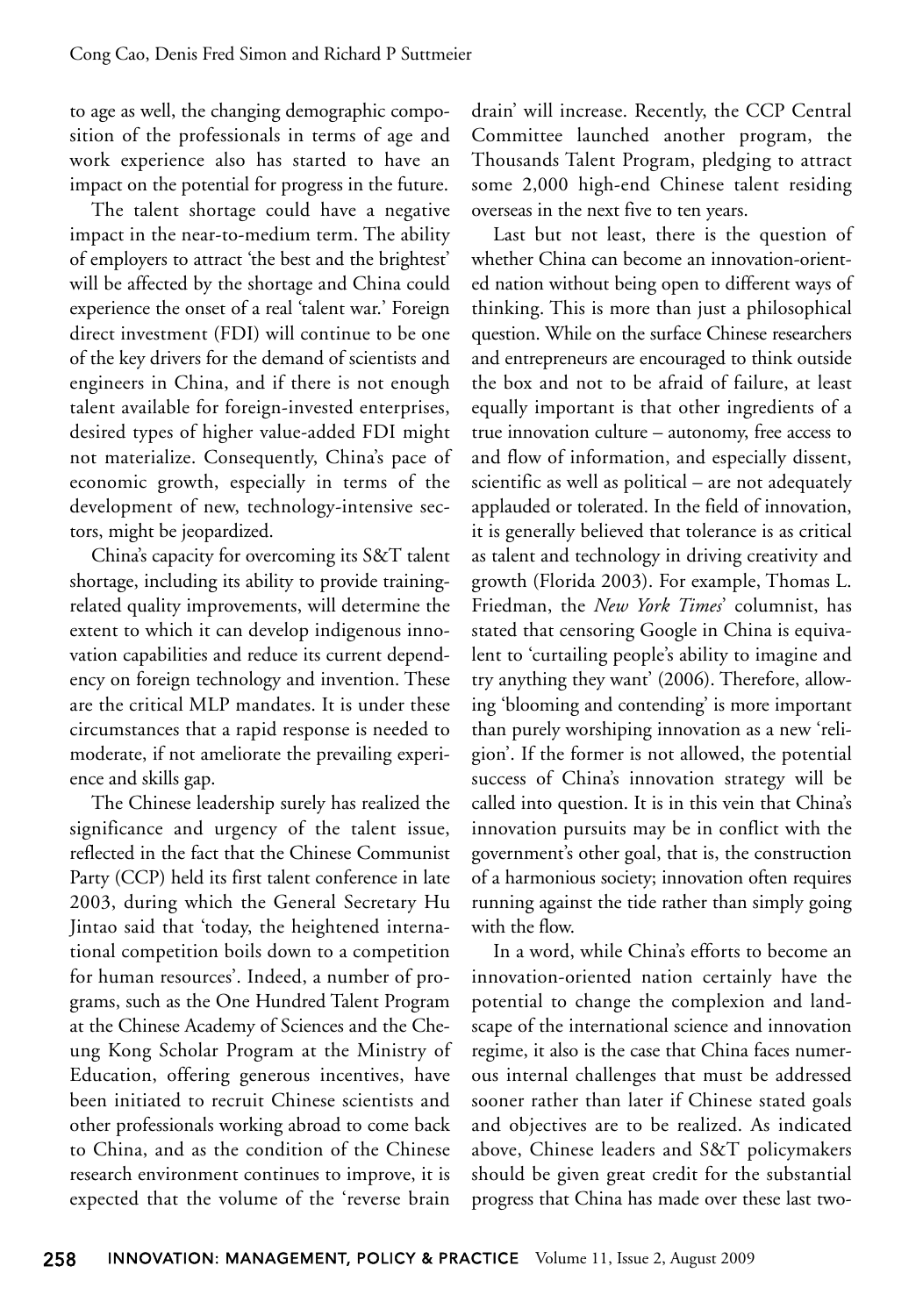to age as well, the changing demographic composition of the professionals in terms of age and work experience also has started to have an impact on the potential for progress in the future.

The talent shortage could have a negative impact in the near-to-medium term. The ability of employers to attract 'the best and the brightest' will be affected by the shortage and China could experience the onset of a real 'talent war.' Foreign direct investment (FDI) will continue to be one of the key drivers for the demand of scientists and engineers in China, and if there is not enough talent available for foreign-invested enterprises, desired types of higher value-added FDI might not materialize. Consequently, China's pace of economic growth, especially in terms of the development of new, technology-intensive sectors, might be jeopardized.

China's capacity for overcoming its S&T talent shortage, including its ability to provide training-related quality improvements, will determine the extent to which it can develop indigenous innovation capabilities and reduce its current dependency on foreign technology and invention. These are the critical MLP mandates. It is under these circumstances that a rapid response is needed to moderate, if not ameliorate the prevailing experience and skills gap.

The Chinese leadership surely has realized the significance and urgency of the talent issue, reflected in the fact that the Chinese Communist Party (CCP) held its first talent conference in late 2003, during which the General Secretary Hu Jintao said that 'today, the heightened international competition boils down to a competition for human resources'. Indeed, a number of programs, such as the One Hundred Talent Program at the Chinese Academy of Sciences and the Cheung Kong Scholar Program at the Ministry of Education, offering generous incentives, have been initiated to recruit Chinese scientists and other professionals working abroad to come back to China, and as the condition of the Chinese research environment continues to improve, it is expected that the volume of the 'reverse brain drain' will increase. Recently, the CCP Central Committee launched another program, the Thousands Talent Program, pledging to attract some 2,000 high-end Chinese talent residing overseas in the next five to ten years.

Last but not least, there is the question of whether China can become an innovation-oriented nation without being open to different ways of thinking. This is more than just a philosophical question. While on the surface Chinese researchers and entrepreneurs are encouraged to think outside the box and not to be afraid of failure, at least equally important is that other ingredients of a true innovation culture – autonomy, free access to and flow of information, and especially dissent, scientific as well as political – are not adequately applauded or tolerated. In the field of innovation, it is generally believed that tolerance is as critical as talent and technology in driving creativity and growth (Florida 2003). For example, Thomas L. Friedman, the *New York Times*' columnist, has stated that censoring Google in China is equivalent to 'curtailing people's ability to imagine and try anything they want' (2006). Therefore, allowing 'blooming and contending' is more important than purely worshiping innovation as a new 'religion'. If the former is not allowed, the potential success of China's innovation strategy will be called into question. It is in this vein that China's innovation pursuits may be in conflict with the government's other goal, that is, the construction of a harmonious society; innovation often requires running against the tide rather than simply going with the flow.

In a word, while China's efforts to become an innovation-oriented nation certainly have the potential to change the complexion and landscape of the international science and innovation regime, it also is the case that China faces numerous internal challenges that must be addressed sooner rather than later if Chinese stated goals and objectives are to be realized. As indicated above, Chinese leaders and S&T policymakers should be given great credit for the substantial progress that China has made over these last two-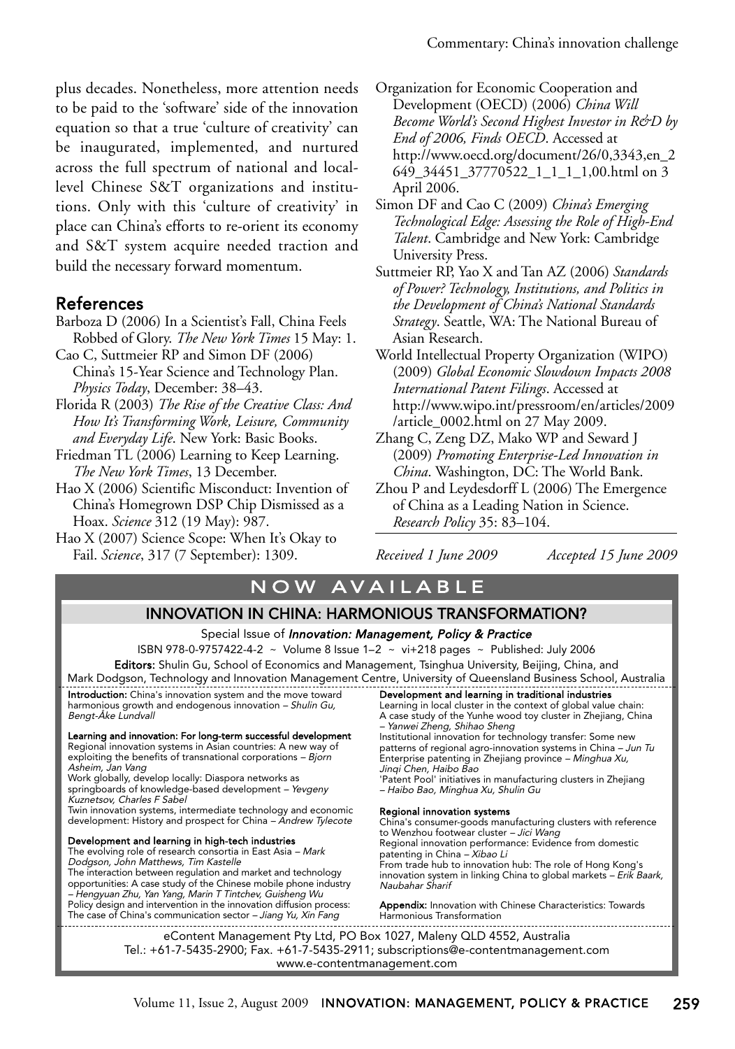plus decades. Nonetheless, more attention needs to be paid to the 'software' side of the innovation equation so that a true 'culture of creativity' can be inaugurated, implemented, and nurtured across the full spectrum of national and local-level Chinese S&T organizations and institutions. Only with this 'culture of creativity' in place can China's efforts to re-orient its economy and S&T system acquire needed traction and build the necessary forward momentum.

## References

Barboza D (2006) In a Scientist's Fall, China Feels Robbed of Glory. *The New York Times* 15 May: 1.

Cao C, Suttmeier RP and Simon DF (2006) China's 15-Year Science and Technology Plan. *Physics Today*, December: 38–43.

Florida R (2003) *The Rise of the Creative Class: And How It's Transforming Work, Leisure, Community and Everyday Life*. New York: Basic Books.

Friedman TL (2006) Learning to Keep Learning. *The New York Times*, 13 December.

Hao X (2006) Scientific Misconduct: Invention of China's Homegrown DSP Chip Dismissed as a Hoax. *Science* 312 (19 May): 987.

Hao X (2007) Science Scope: When It's Okay to Fail. *Science*, 317 (7 September): 1309.

Organization for Economic Cooperation and Development (OECD) (2006) *China Will Become World's Second Highest Investor in R&D by End of 2006, Finds OECD*. Accessed at http://www.oecd.org/document/26/0,3343,en_2649_34451_37770522_1_1_1_1,00.html on 3 April 2006.

Simon DF and Cao C (2009) *China's Emerging Technological Edge: Assessing the Role of High-End Talent*. Cambridge and New York: Cambridge University Press.

Suttmeier RP, Yao X and Tan AZ (2006) *Standards of Power? Technology, Institutions, and Politics in the Development of China's National Standards Strategy*. Seattle, WA: The National Bureau of Asian Research.

World Intellectual Property Organization (WIPO) (2009) *Global Economic Slowdown Impacts 2008 International Patent Filings*. Accessed at http://www.wipo.int/pressroom/en/articles/2009/article_0002.html on 27 May 2009.

Zhang C, Zeng DZ, Mako WP and Seward J (2009) *Promoting Enterprise-Led Innovation in China*. Washington, DC: The World Bank.

Zhou P and Leydesdorff L (2006) The Emergence of China as a Leading Nation in Science. *Research Policy* 35: 83–104.

*Received 1 June 2009* *Accepted 15 June 2009*

---

# NOW AVAILABLE

## INNOVATION IN CHINA: HARMONIOUS TRANSFORMATION?

Special Issue of ***Innovation: Management, Policy & Practice***

ISBN 978-0-9757422-4-2 ~ Volume 8 Issue 1–2 ~ vi+218 pages ~ Published: July 2006

**Editors:** Shulin Gu, School of Economics and Management, Tsinghua University, Beijing, China, and Mark Dodgson, Technology and Innovation Management Centre, University of Queensland Business School, Australia

**Introduction:** China's innovation system and the move toward harmonious growth and endogenous innovation – *Shulin Gu, Bengt-Åke Lundvall*

**Learning and innovation: For long-term successful development**

Regional innovation systems in Asian countries: A new way of exploiting the benefits of transnational corporations – *Bjorn Asheim, Jan Vang*

Work globally, develop locally: Diaspora networks as springboards of knowledge-based development – *Yevgeny Kuznetsov, Charles F Sabel*

Twin innovation systems, intermediate technology and economic development: History and prospect for China – *Andrew Tylecote*

**Development and learning in high-tech industries**

The evolving role of research consortia in East Asia – *Mark Dodgson, John Matthews, Tim Kastelle*

The interaction between regulation and market and technology opportunities: A case study of the Chinese mobile phone industry – *Hengyuan Zhu, Yan Yang, Marin T Tintchev, Guisheng Wu*

Policy design and intervention in the innovation diffusion process: The case of China's communication sector – *Jiang Yu, Xin Fang*

**Development and learning in traditional industries**

Learning in local cluster in the context of global value chain: A case study of the Yunhe wood toy cluster in Zhejiang, China – *Yanwei Zheng, Shihao Sheng*

Institutional innovation for technology transfer: Some new patterns of regional agro-innovation systems in China – *Jun Tu*

Enterprise patenting in Zhejiang province – *Minghua Xu, Jinqi Chen, Haibo Bao*

'Patent Pool' initiatives in manufacturing clusters in Zhejiang – *Haibo Bao, Minghua Xu, Shulin Gu*

**Regional innovation systems**

China's consumer-goods manufacturing clusters with reference to Wenzhou footwear cluster – *Jici Wang*

Regional innovation performance: Evidence from domestic patenting in China – *Xibao Li*

From trade hub to innovation hub: The role of Hong Kong's innovation system in linking China to global markets – *Erik Baark, Naubahar Sharif*

**Appendix:** Innovation with Chinese Characteristics: Towards Harmonious Transformation

eContent Management Pty Ltd, PO Box 1027, Maleny QLD 4552, Australia
Tel.: +61-7-5435-2900; Fax. +61-7-5435-2911; subscriptions@e-contentmanagement.com
www.e-contentmanagement.com